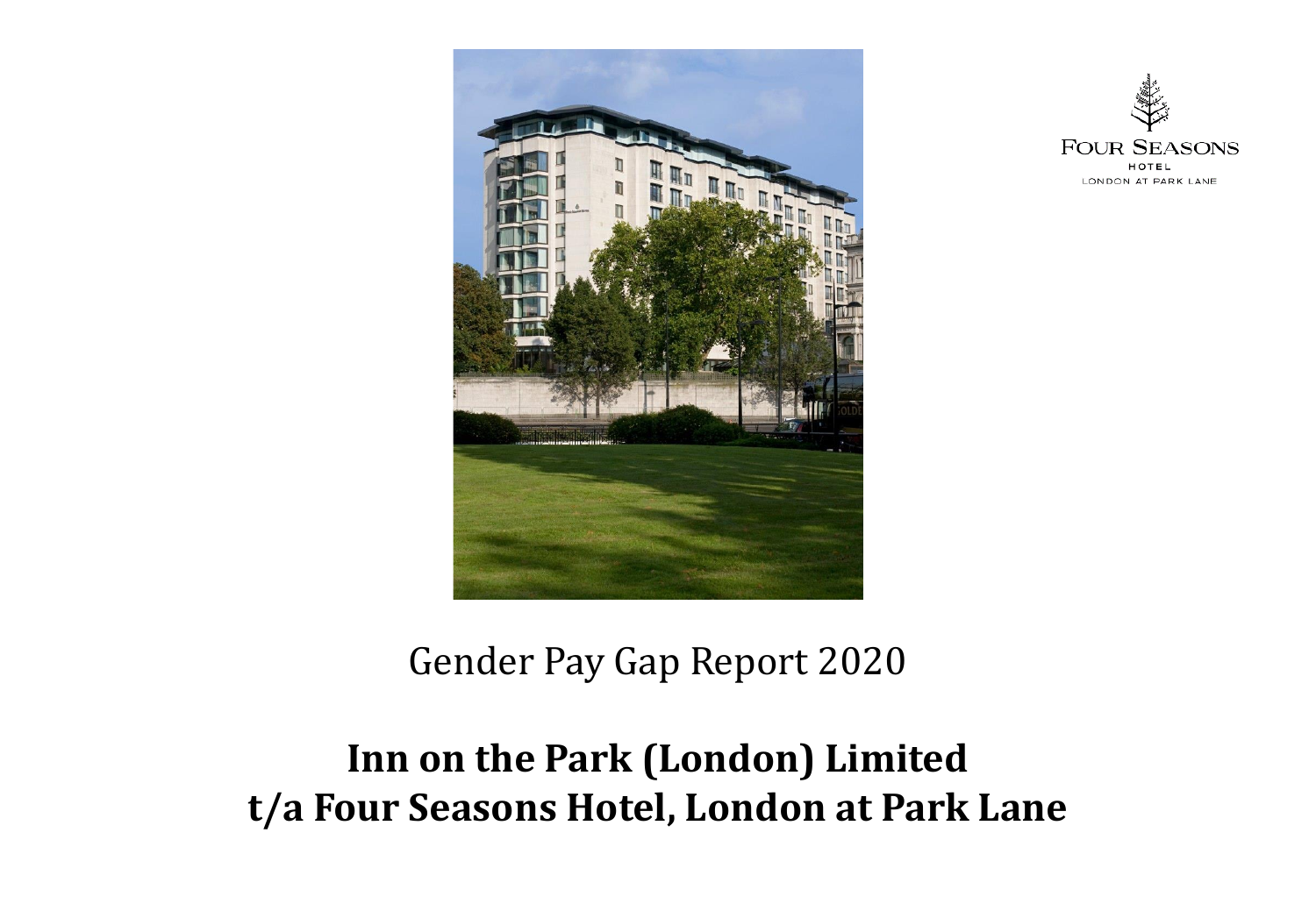FOUR SEASONS
HOTEL
LONDON AT PARK LANE

Gender Pay Gap Report 2020

# Inn on the Park (London) Limited
# t/a Four Seasons Hotel, London at Park Lane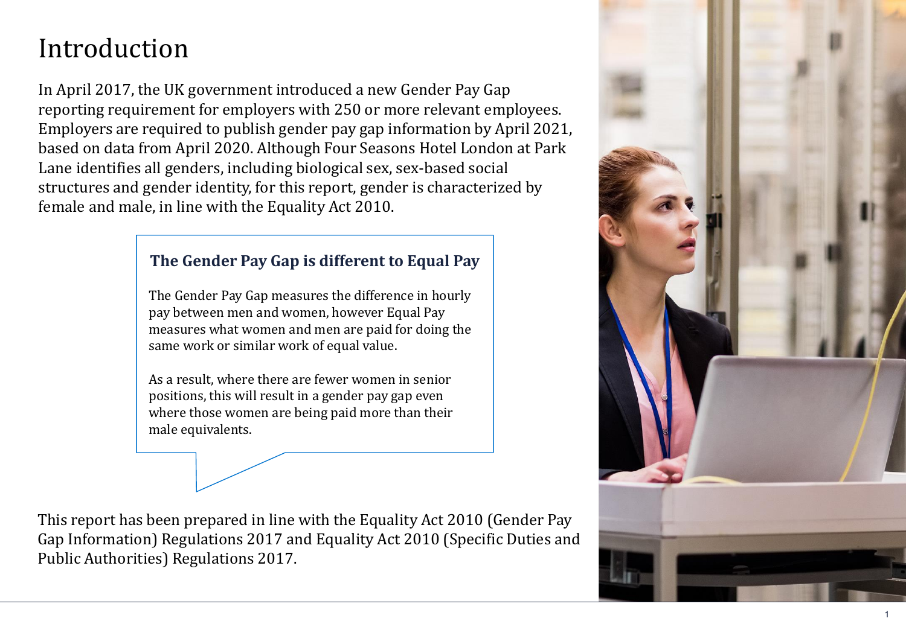# Introduction

In April 2017, the UK government introduced a new Gender Pay Gap reporting requirement for employers with 250 or more relevant employees. Employers are required to publish gender pay gap information by April 2021, based on data from April 2020. Although Four Seasons Hotel London at Park Lane identifies all genders, including biological sex, sex-based social structures and gender identity, for this report, gender is characterized by female and male, in line with the Equality Act 2010.

### The Gender Pay Gap is different to Equal Pay

The Gender Pay Gap measures the difference in hourly pay between men and women, however Equal Pay measures what women and men are paid for doing the same work or similar work of equal value.

As a result, where there are fewer women in senior positions, this will result in a gender pay gap even where those women are being paid more than their male equivalents.

This report has been prepared in line with the Equality Act 2010 (Gender Pay Gap Information) Regulations 2017 and Equality Act 2010 (Specific Duties and Public Authorities) Regulations 2017.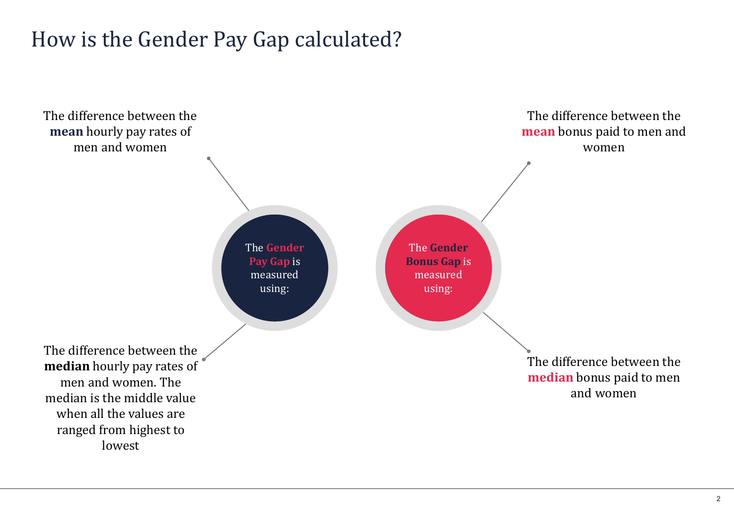# How is the Gender Pay Gap calculated?

The **Gender Pay Gap** is measured using:

- The difference between the **mean** hourly pay rates of men and women
- The difference between the **median** hourly pay rates of men and women. The median is the middle value when all the values are ranged from highest to lowest

The **Gender Bonus Gap** is measured using:

- The difference between the **mean** bonus paid to men and women
- The difference between the **median** bonus paid to men and women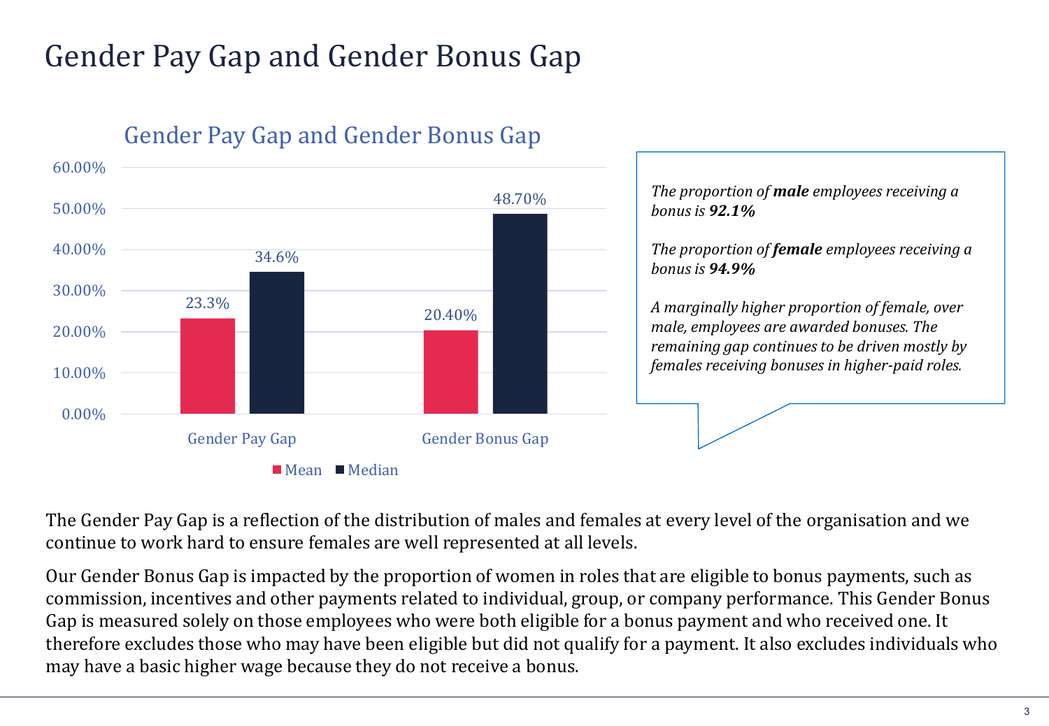# Gender Pay Gap and Gender Bonus Gap

## Gender Pay Gap and Gender Bonus Gap

| | Mean | Median |
|---|---|---|
| Gender Pay Gap | 23.3% | 34.6% |
| Gender Bonus Gap | 20.40% | 48.70% |

*The proportion of **male** employees receiving a bonus is **92.1%***

*The proportion of **female** employees receiving a bonus is **94.9%***

*A marginally higher proportion of female, over male, employees are awarded bonuses. The remaining gap continues to be driven mostly by females receiving bonuses in higher-paid roles.*

The Gender Pay Gap is a reflection of the distribution of males and females at every level of the organisation and we continue to work hard to ensure females are well represented at all levels.

Our Gender Bonus Gap is impacted by the proportion of women in roles that are eligible to bonus payments, such as commission, incentives and other payments related to individual, group, or company performance. This Gender Bonus Gap is measured solely on those employees who were both eligible for a bonus payment and who received one. It therefore excludes those who may have been eligible but did not qualify for a payment. It also excludes individuals who may have a basic higher wage because they do not receive a bonus.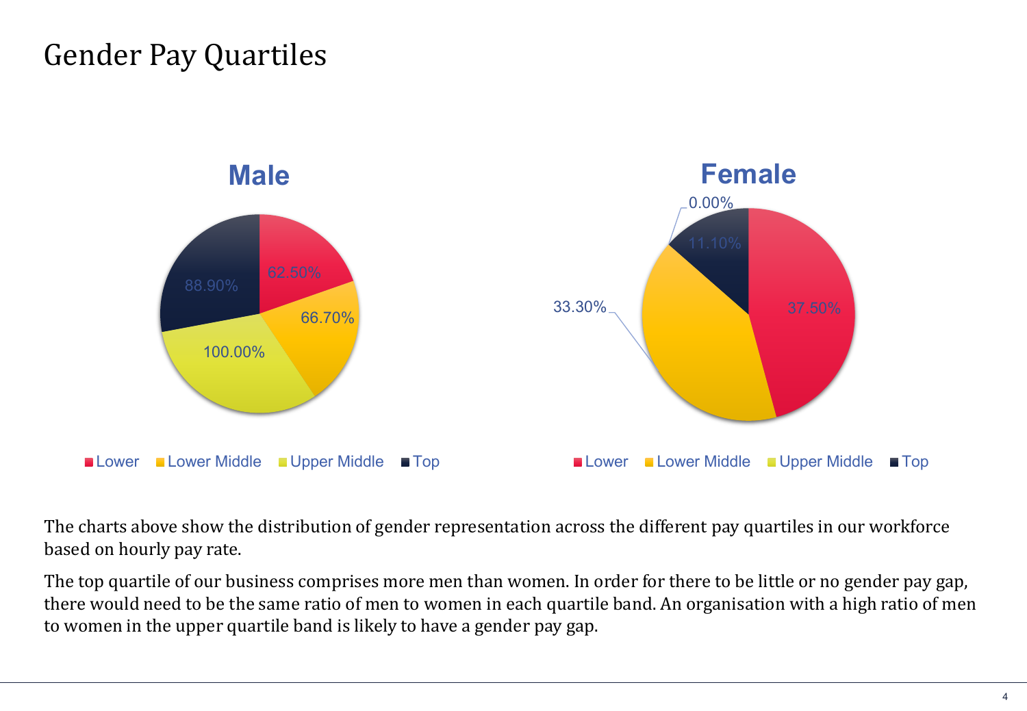# Gender Pay Quartiles

**Male**

- Lower: 62.50%
- Lower Middle: 66.70%
- Upper Middle: 100.00%
- Top: 88.90%

**Female**

- Lower: 37.50%
- Lower Middle: 33.30%
- Upper Middle: 0.00%
- Top: 11.10%

The charts above show the distribution of gender representation across the different pay quartiles in our workforce based on hourly pay rate.

The top quartile of our business comprises more men than women. In order for there to be little or no gender pay gap, there would need to be the same ratio of men to women in each quartile band. An organisation with a high ratio of men to women in the upper quartile band is likely to have a gender pay gap.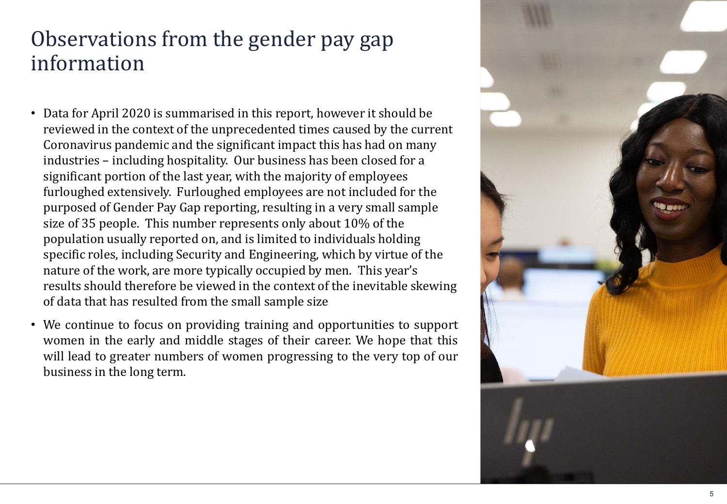# Observations from the gender pay gap information

- Data for April 2020 is summarised in this report, however it should be reviewed in the context of the unprecedented times caused by the current Coronavirus pandemic and the significant impact this has had on many industries – including hospitality. Our business has been closed for a significant portion of the last year, with the majority of employees furloughed extensively. Furloughed employees are not included for the purposed of Gender Pay Gap reporting, resulting in a very small sample size of 35 people. This number represents only about 10% of the population usually reported on, and is limited to individuals holding specific roles, including Security and Engineering, which by virtue of the nature of the work, are more typically occupied by men. This year's results should therefore be viewed in the context of the inevitable skewing of data that has resulted from the small sample size
- We continue to focus on providing training and opportunities to support women in the early and middle stages of their career. We hope that this will lead to greater numbers of women progressing to the very top of our business in the long term.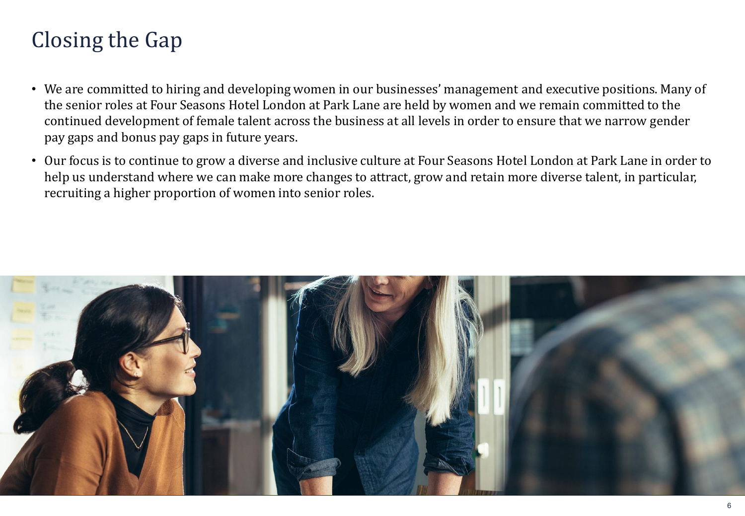# Closing the Gap

- We are committed to hiring and developing women in our businesses' management and executive positions. Many of the senior roles at Four Seasons Hotel London at Park Lane are held by women and we remain committed to the continued development of female talent across the business at all levels in order to ensure that we narrow gender pay gaps and bonus pay gaps in future years.
- Our focus is to continue to grow a diverse and inclusive culture at Four Seasons Hotel London at Park Lane in order to help us understand where we can make more changes to attract, grow and retain more diverse talent, in particular, recruiting a higher proportion of women into senior roles.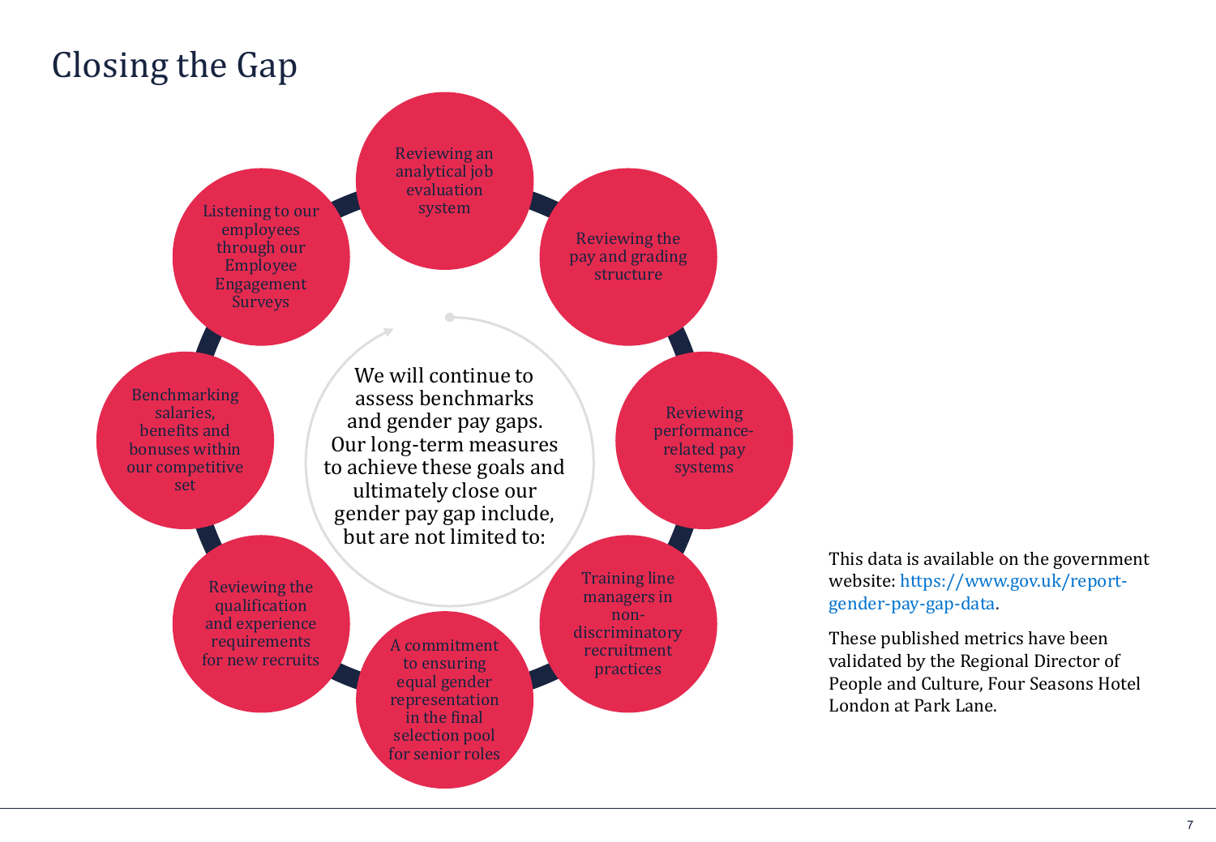# Closing the Gap

We will continue to assess benchmarks and gender pay gaps. Our long-term measures to achieve these goals and ultimately close our gender pay gap include, but are not limited to:

- Reviewing an analytical job evaluation system
- Reviewing the pay and grading structure
- Reviewing performance-related pay systems
- Training line managers in non-discriminatory recruitment practices
- A commitment to ensuring equal gender representation in the final selection pool for senior roles
- Reviewing the qualification and experience requirements for new recruits
- Benchmarking salaries, benefits and bonuses within our competitive set
- Listening to our employees through our Employee Engagement Surveys

This data is available on the government website: https://www.gov.uk/report-gender-pay-gap-data.

These published metrics have been validated by the Regional Director of People and Culture, Four Seasons Hotel London at Park Lane.